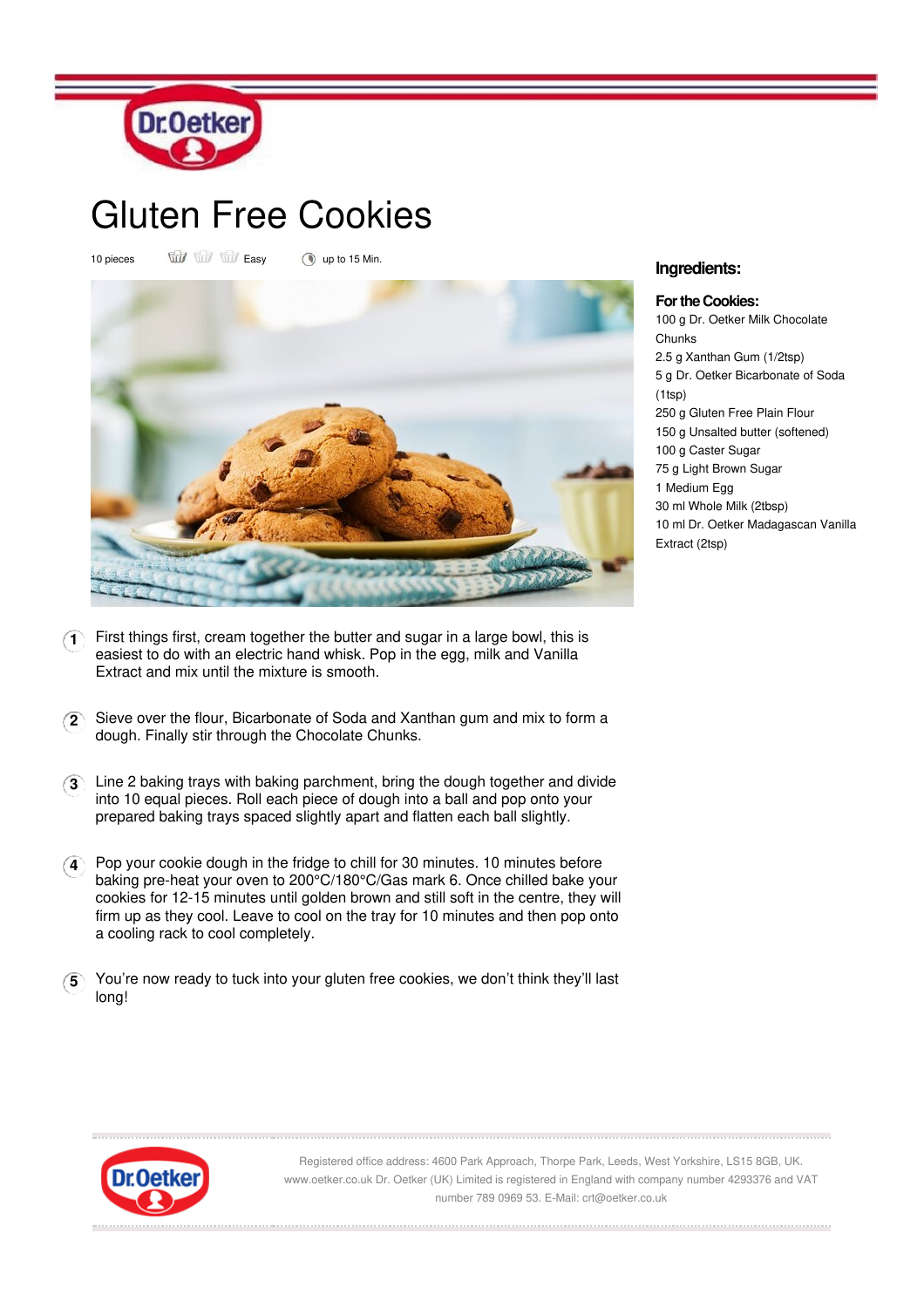# Gluten Free Cookies

10 pieces Easy up to 15 Min.

## Ingredients:

### For the Cookies:

100 g Dr. Oetker Milk Chocolate Chunks
2.5 g Xanthan Gum (1/2tsp)
5 g Dr. Oetker Bicarbonate of Soda (1tsp)
250 g Gluten Free Plain Flour
150 g Unsalted butter (softened)
100 g Caster Sugar
75 g Light Brown Sugar
1 Medium Egg
30 ml Whole Milk (2tbsp)
10 ml Dr. Oetker Madagascan Vanilla Extract (2tsp)

1. First things first, cream together the butter and sugar in a large bowl, this is easiest to do with an electric hand whisk. Pop in the egg, milk and Vanilla Extract and mix until the mixture is smooth.

2. Sieve over the flour, Bicarbonate of Soda and Xanthan gum and mix to form a dough. Finally stir through the Chocolate Chunks.

3. Line 2 baking trays with baking parchment, bring the dough together and divide into 10 equal pieces. Roll each piece of dough into a ball and pop onto your prepared baking trays spaced slightly apart and flatten each ball slightly.

4. Pop your cookie dough in the fridge to chill for 30 minutes. 10 minutes before baking pre-heat your oven to 200°C/180°C/Gas mark 6. Once chilled bake your cookies for 12-15 minutes until golden brown and still soft in the centre, they will firm up as they cool. Leave to cool on the tray for 10 minutes and then pop onto a cooling rack to cool completely.

5. You're now ready to tuck into your gluten free cookies, we don't think they'll last long!

Registered office address: 4600 Park Approach, Thorpe Park, Leeds, West Yorkshire, LS15 8GB, UK. www.oetker.co.uk Dr. Oetker (UK) Limited is registered in England with company number 4293376 and VAT number 789 0969 53. E-Mail: crt@oetker.co.uk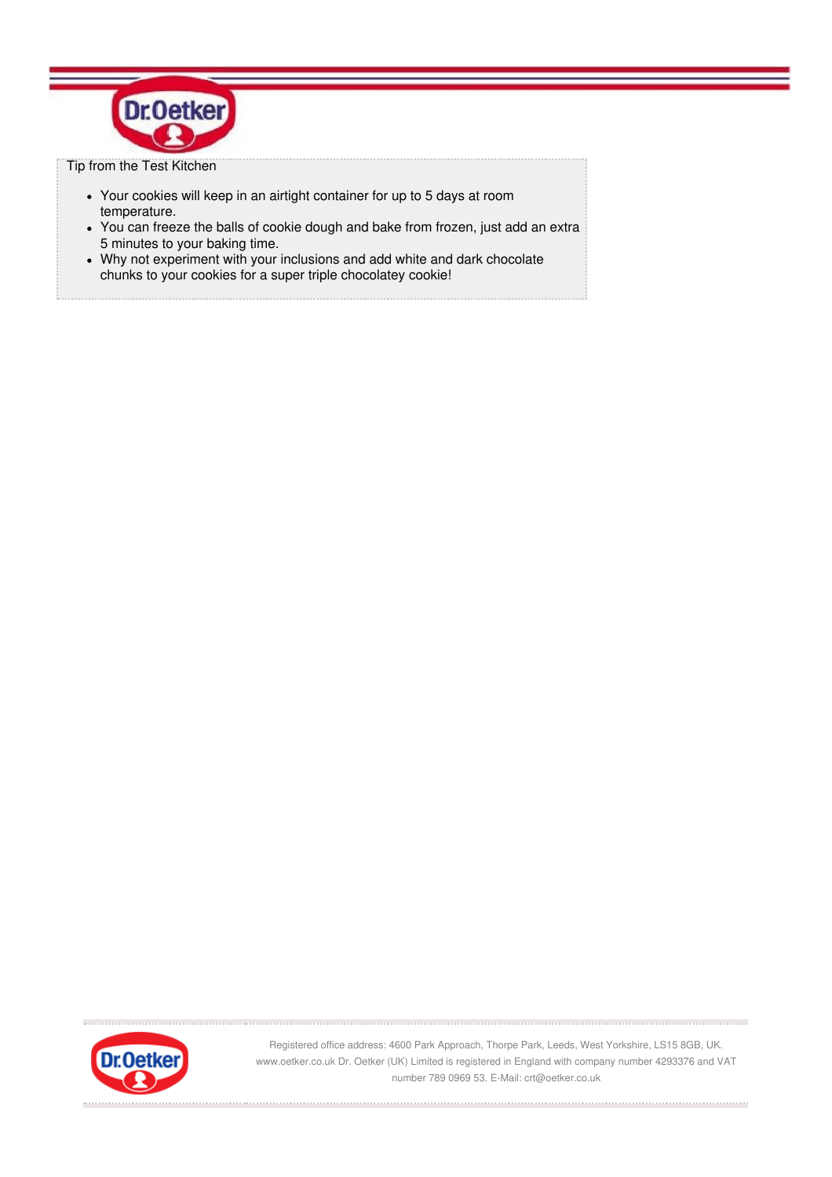Tip from the Test Kitchen

- Your cookies will keep in an airtight container for up to 5 days at room temperature.
- You can freeze the balls of cookie dough and bake from frozen, just add an extra 5 minutes to your baking time.
- Why not experiment with your inclusions and add white and dark chocolate chunks to your cookies for a super triple chocolatey cookie!

Registered office address: 4600 Park Approach, Thorpe Park, Leeds, West Yorkshire, LS15 8GB, UK. www.oetker.co.uk Dr. Oetker (UK) Limited is registered in England with company number 4293376 and VAT number 789 0969 53. E-Mail: crt@oetker.co.uk